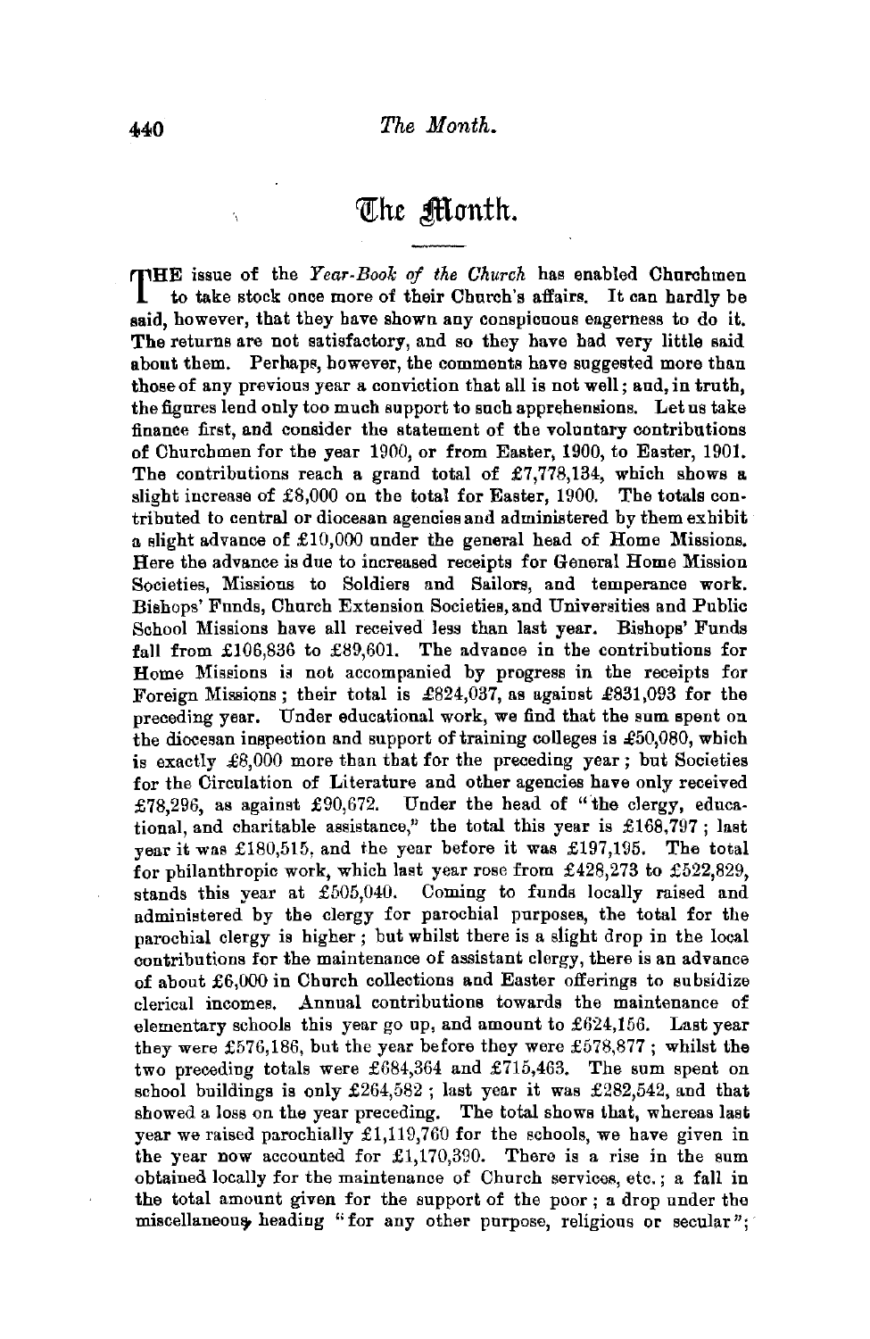# The Month.

THE issue of the *Year-Book of the Church* has enabled Churchmen to take stock once more of their Church's affairs. It can hardly be said, however, that they have shown any conspicuous eagerness to do it. The returns are not satisfactory, and so they have had very little said about them. Perhaps, however, the comments have suggested more than those of any previous year a conviction that all is not well; and, in truth, the figures lend only too much support to such apprehensions. Let us take finance first, and consider the statement of the voluntary contributions of Churchmen for the year 1900, or from Easter, 1900, to Easter, 1901. The contributions reach a grand total of £7,778,134, which shows a slight increase of £8,000 on the total for Easter, 1900. The totals contributed to central or diocesan agencies and administered by them exhibit a slight advance of £10,000 under the general head of Home Missions. Here the advance is due to increased receipts for General Home Mission Societies, Missions to Soldiers and Sailors, and temperance work. Bishops' Funds, Church Extension Societies, and Universities and Public School Missions have all received less than last year. Bishops' Funds fall from £106,836 to £89,601. The advance in the contributions for Home Missions is not accompanied by progress in the receipts for Foreign Missions; their total is £824,037, as against £831,093 for the preceding year. Under educational work, we find that the sum spent on the diocesan inspection and support of training colleges is £50,080, which is exactly £8,000 more than that for the preceding year; but Societies for the Circulation of Literature and other agencies have only received £78,296, as against £90,672. Under the head of "the clergy, educational, and charitable assistance," the total this year is £168,797; last year it was £180,515, and the year before it was £197,195. The total for philanthropic work, which last year rose from £428,273 to £522,829, stands this year at £505,040. Coming to funds locally raised and administered by the clergy for parochial purposes, the total for the parochial clergy is higher; but whilst there is a slight drop in the local contributions for the maintenance of assistant clergy, there is an advance of about £6,000 in Church collections and Easter offerings to subsidize clerical incomes. Annual contributions towards the maintenance of elementary schools this year go up, and amount to £624,156. Last year they were £576,186, but the year before they were £578,877; whilst the two preceding totals were £684,364 and £715,463. The sum spent on school buildings is only £264,582; last year it was £282,542, and that showed a loss on the year preceding. The total shows that, whereas last year we raised parochially £1,119,760 for the schools, we have given in the year now accounted for £1,170,390. There is a rise in the sum obtained locally for the maintenance of Church services, etc.; a fall in the total amount given for the support of the poor; a drop under the miscellaneous heading "for any other purpose, religious or secular";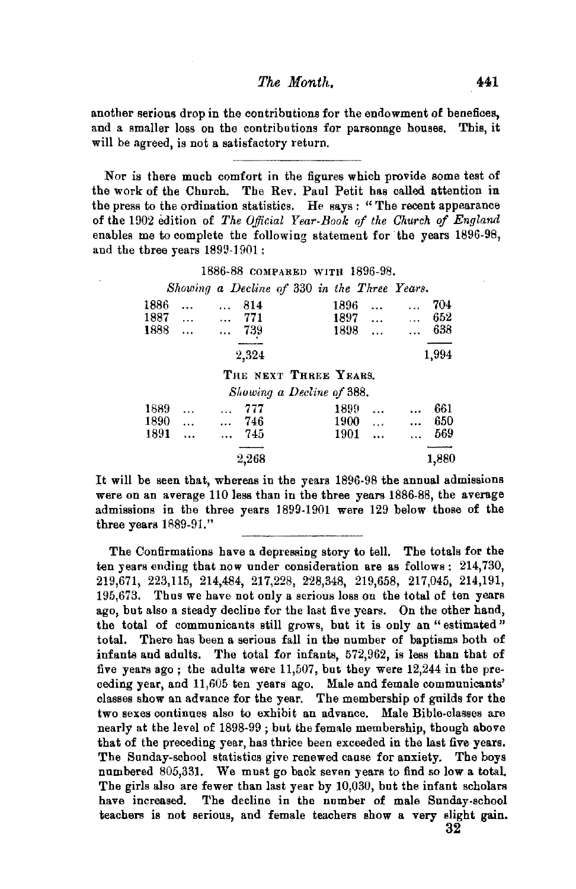another serious drop in the contributions for the endowment of benefices, and a smaller loss on the contributions for parsonage houses. This, it will be agreed, is not a satisfactory return.

---

Nor is there much comfort in the figures which provide some test of the work of the Church. The Rev. Paul Petit has called attention in the press to the ordination statistics. He says: "The recent appearance of the 1902 edition of *The Official Year-Book of the Church of England* enables me to complete the following statement for the years 1896-98, and the three years 1899-1901:

1886-88 COMPARED WITH 1896-98.

*Showing a Decline of 330 in the Three Years.*

| | | | |
|---|---|---|---|
| 1886 | 814 | 1896 | 704 |
| 1887 | 771 | 1897 | 652 |
| 1888 | 739 | 1898 | 638 |
| | 2,324 | | 1,994 |

THE NEXT THREE YEARS.

*Showing a Decline of 388.*

| | | | |
|---|---|---|---|
| 1889 | 777 | 1899 | 661 |
| 1890 | 746 | 1900 | 650 |
| 1891 | 745 | 1901 | 569 |
| | 2,268 | | 1,880 |

It will be seen that, whereas in the years 1896-98 the annual admissions were on an average 110 less than in the three years 1886-88, the average admissions in the three years 1899-1901 were 129 below those of the three years 1889-91."

---

The Confirmations have a depressing story to tell. The totals for the ten years ending that now under consideration are as follows: 214,730, 219,671, 223,115, 214,484, 217,228, 228,348, 219,658, 217,045, 214,191, 195,673. Thus we have not only a serious loss on the total of ten years ago, but also a steady decline for the last five years. On the other hand, the total of communicants still grows, but it is only an "estimated" total. There has been a serious fall in the number of baptisms both of infants and adults. The total for infants, 572,962, is less than that of five years ago; the adults were 11,507, but they were 12,244 in the preceding year, and 11,605 ten years ago. Male and female communicants' classes show an advance for the year. The membership of guilds for the two sexes continues also to exhibit an advance. Male Bible-classes are nearly at the level of 1898-99; but the female membership, though above that of the preceding year, has thrice been exceeded in the last five years. The Sunday-school statistics give renewed cause for anxiety. The boys numbered 805,331. We must go back seven years to find so low a total. The girls also are fewer than last year by 10,030, but the infant scholars have increased. The decline in the number of male Sunday-school teachers is not serious, and female teachers show a very slight gain.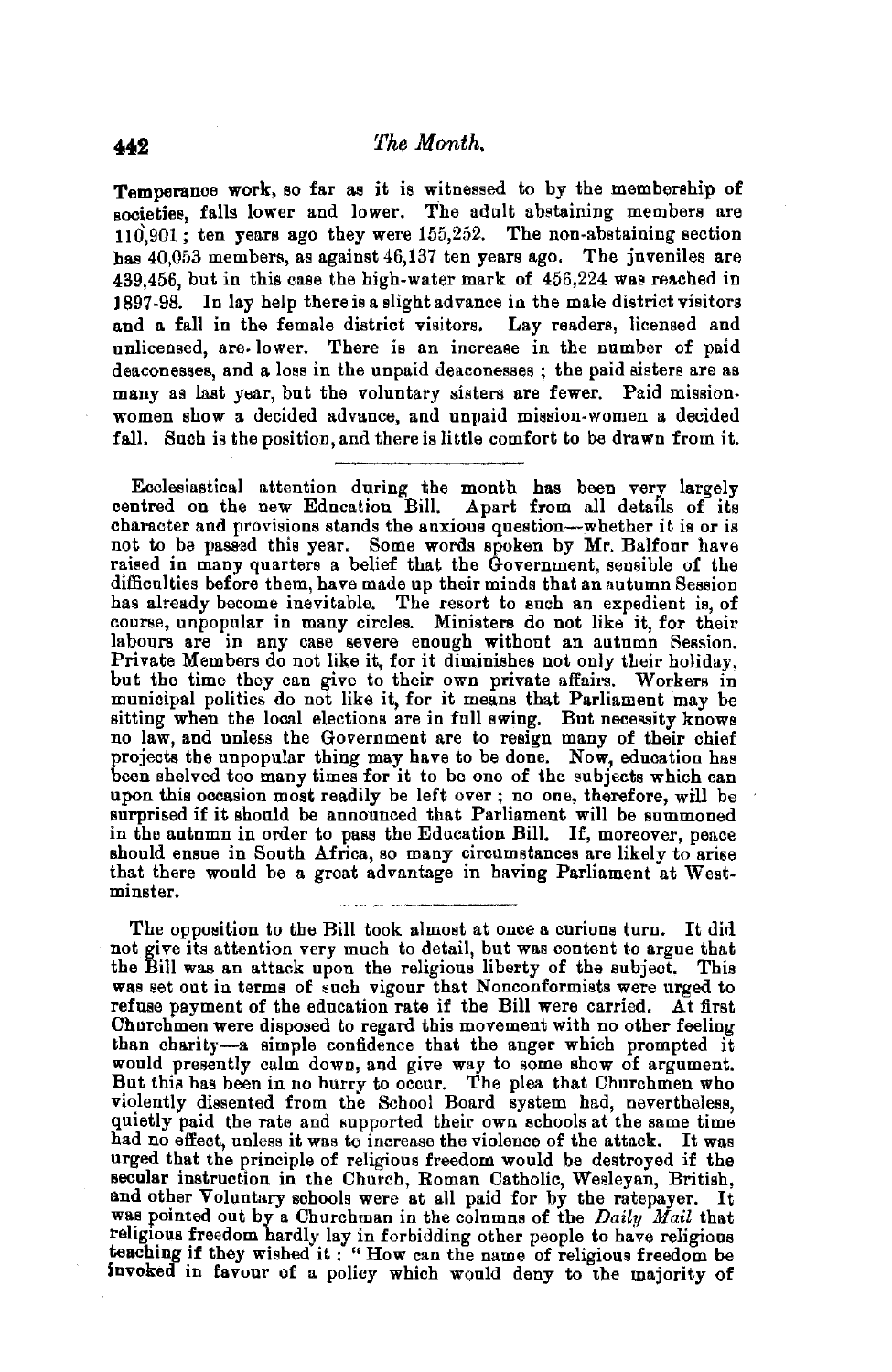Temperance work, so far as it is witnessed to by the membership of societies, falls lower and lower. The adult abstaining members are 110,901; ten years ago they were 155,252. The non-abstaining section has 40,053 members, as against 46,137 ten years ago. The juveniles are 439,456, but in this case the high-water mark of 456,224 was reached in 1897-98. In lay help there is a slight advance in the male district visitors and a fall in the female district visitors. Lay readers, licensed and unlicensed, are lower. There is an increase in the number of paid deaconesses, and a loss in the unpaid deaconesses; the paid sisters are as many as last year, but the voluntary sisters are fewer. Paid mission-women show a decided advance, and unpaid mission-women a decided fall. Such is the position, and there is little comfort to be drawn from it.

---

Ecclesiastical attention during the month has been very largely centred on the new Education Bill. Apart from all details of its character and provisions stands the anxious question—whether it is or is not to be passed this year. Some words spoken by Mr. Balfour have raised in many quarters a belief that the Government, sensible of the difficulties before them, have made up their minds that an autumn Session has already become inevitable. The resort to such an expedient is, of course, unpopular in many circles. Ministers do not like it, for their labours are in any case severe enough without an autumn Session. Private Members do not like it, for it diminishes not only their holiday, but the time they can give to their own private affairs. Workers in municipal politics do not like it, for it means that Parliament may be sitting when the local elections are in full swing. But necessity knows no law, and unless the Government are to resign many of their chief projects the unpopular thing may have to be done. Now, education has been shelved too many times for it to be one of the subjects which can upon this occasion most readily be left over; no one, therefore, will be surprised if it should be announced that Parliament will be summoned in the autumn in order to pass the Education Bill. If, moreover, peace should ensue in South Africa, so many circumstances are likely to arise that there would be a great advantage in having Parliament at Westminster.

---

The opposition to the Bill took almost at once a curious turn. It did not give its attention very much to detail, but was content to argue that the Bill was an attack upon the religious liberty of the subject. This was set out in terms of such vigour that Nonconformists were urged to refuse payment of the education rate if the Bill were carried. At first Churchmen were disposed to regard this movement with no other feeling than charity—a simple confidence that the anger which prompted it would presently calm down, and give way to some show of argument. But this has been in no hurry to occur. The plea that Churchmen who violently dissented from the School Board system had, nevertheless, quietly paid the rate and supported their own schools at the same time had no effect, unless it was to increase the violence of the attack. It was urged that the principle of religious freedom would be destroyed if the secular instruction in the Church, Roman Catholic, Wesleyan, British, and other Voluntary schools were at all paid for by the ratepayer. It was pointed out by a Churchman in the columns of the *Daily Mail* that religious freedom hardly lay in forbidding other people to have religious teaching if they wished it: "How can the name of religious freedom be invoked in favour of a policy which would deny to the majority of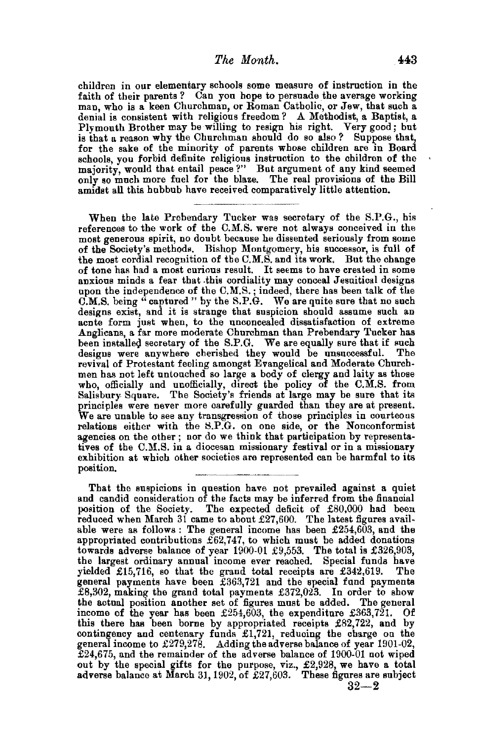children in our elementary schools some measure of instruction in the faith of their parents? Can you hope to persuade the average working man, who is a keen Churchman, or Roman Catholic, or Jew, that such a denial is consistent with religious freedom? A Methodist, a Baptist, a Plymouth Brother may be willing to resign his right. Very good; but is that a reason why the Churchman should do so also? Suppose that, for the sake of the minority of parents whose children are in Board schools, you forbid definite religious instruction to the children of the majority, would that entail peace?" But argument of any kind seemed only so much more fuel for the blaze. The real provisions of the Bill amidst all this hubbub have received comparatively little attention.

---

When the late Prebendary Tucker was secretary of the S.P.G., his references to the work of the C.M.S. were not always conceived in the most generous spirit, no doubt because he dissented seriously from some of the Society's methods. Bishop Montgomery, his successor, is full of the most cordial recognition of the C.M.S. and its work. But the change of tone has had a most curious result. It seems to have created in some anxious minds a fear that this cordiality may conceal Jesuitical designs upon the independence of the C.M.S.; indeed, there has been talk of the C.M.S. being "captured" by the S.P.G. We are quite sure that no such designs exist, and it is strange that suspicion should assume such an acute form just when, to the unconcealed dissatisfaction of extreme Anglicans, a far more moderate Churchman than Prebendary Tucker has been installed secretary of the S.P.G. We are equally sure that if such designs were anywhere cherished they would be unsuccessful. The revival of Protestant feeling amongst Evangelical and Moderate Churchmen has not left untouched so large a body of clergy and laity as those who, officially and unofficially, direct the policy of the C.M.S. from Salisbury Square. The Society's friends at large may be sure that its principles were never more carefully guarded than they are at present. We are unable to see any transgression of those principles in courteous relations either with the S.P.G. on one side, or the Nonconformist agencies on the other; nor do we think that participation by representatives of the C.M.S. in a diocesan missionary festival or in a missionary exhibition at which other societies are represented can be harmful to its position.

---

That the suspicions in question have not prevailed against a quiet and candid consideration of the facts may be inferred from the financial position of the Society. The expected deficit of £80,000 had been reduced when March 31 came to about £27,600. The latest figures available were as follows: The general income has been £254,603, and the appropriated contributions £62,747, to which must be added donations towards adverse balance of year 1900-01 £9,553. The total is £326,903, the largest ordinary annual income ever reached. Special funds have yielded £15,716, so that the grand total receipts are £342,619. The general payments have been £363,721 and the special fund payments £8,302, making the grand total payments £372,023. In order to show the actual position another set of figures must be added. The general income of the year has been £254,603, the expenditure £363,721. Of this there has been borne by appropriated receipts £82,722, and by contingency and centenary funds £1,721, reducing the charge on the general income to £279,278. Adding the adverse balance of year 1901-02, £24,675, and the remainder of the adverse balance of 1900-01 not wiped out by the special gifts for the purpose, viz., £2,928, we have a total adverse balance at March 31, 1902, of £27,603. These figures are subject

32—2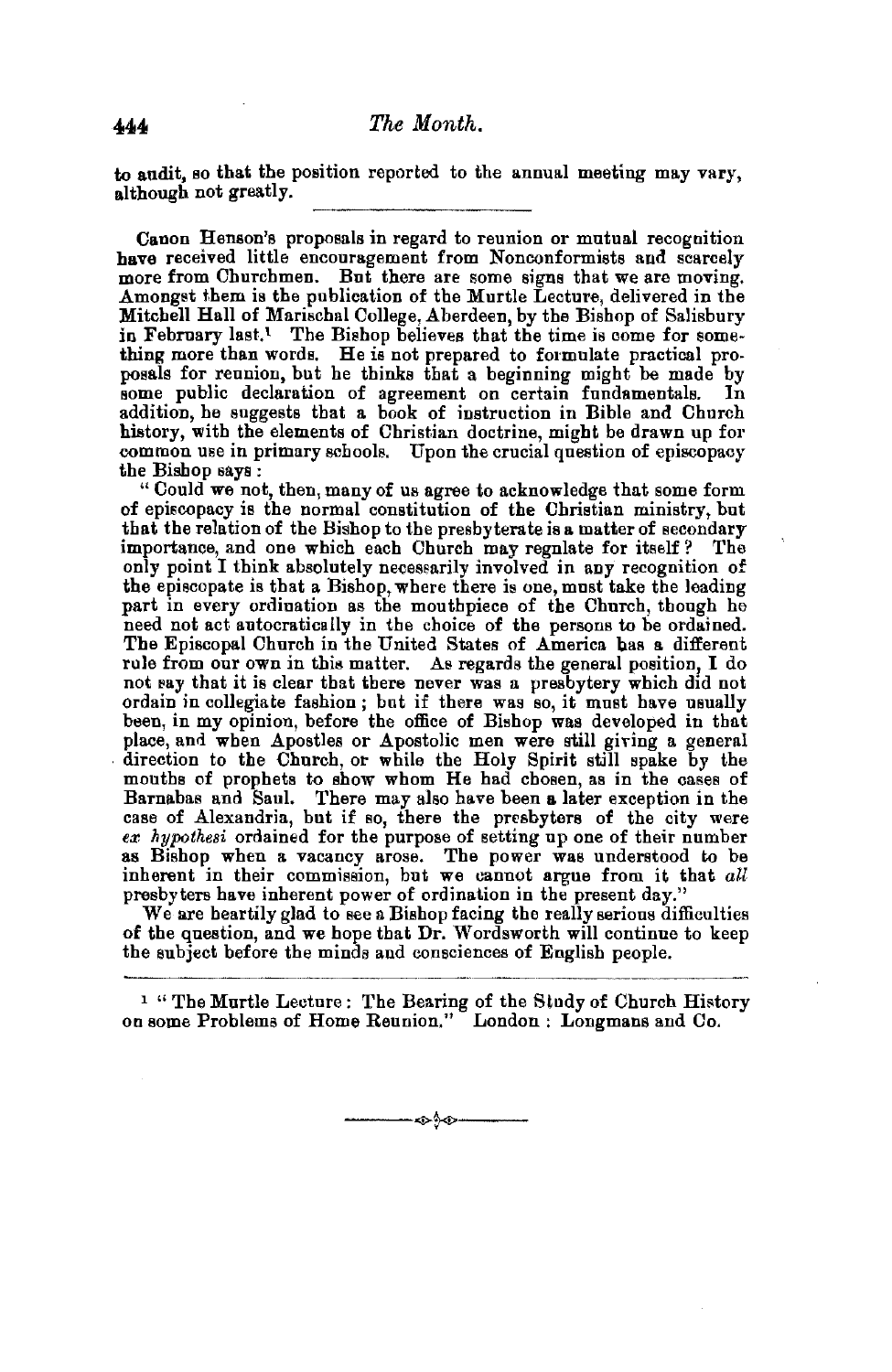to audit, so that the position reported to the annual meeting may vary, although not greatly.

---

Canon Henson's proposals in regard to reunion or mutual recognition have received little encouragement from Nonconformists and scarcely more from Churchmen. But there are some signs that we are moving. Amongst them is the publication of the Murtle Lecture, delivered in the Mitchell Hall of Marischal College, Aberdeen, by the Bishop of Salisbury in February last.[1] The Bishop believes that the time is come for something more than words. He is not prepared to formulate practical proposals for reunion, but he thinks that a beginning might be made by some public declaration of agreement on certain fundamentals. In addition, he suggests that a book of instruction in Bible and Church history, with the elements of Christian doctrine, might be drawn up for common use in primary schools. Upon the crucial question of episcopacy the Bishop says:

"Could we not, then, many of us agree to acknowledge that some form of episcopacy is the normal constitution of the Christian ministry, but that the relation of the Bishop to the presbyterate is a matter of secondary importance, and one which each Church may regulate for itself? The only point I think absolutely necessarily involved in any recognition of the episcopate is that a Bishop, where there is one, must take the leading part in every ordination as the mouthpiece of the Church, though he need not act autocratically in the choice of the persons to be ordained. The Episcopal Church in the United States of America has a different rule from our own in this matter. As regards the general position, I do not say that it is clear that there never was a presbytery which did not ordain in collegiate fashion; but if there was so, it must have usually been, in my opinion, before the office of Bishop was developed in that place, and when Apostles or Apostolic men were still giving a general direction to the Church, or while the Holy Spirit still spake by the mouths of prophets to show whom He had chosen, as in the cases of Barnabas and Saul. There may also have been a later exception in the case of Alexandria, but if so, there the presbyters of the city were *ex hypothesi* ordained for the purpose of setting up one of their number as Bishop when a vacancy arose. The power was understood to be inherent in their commission, but we cannot argue from it that *all* presbyters have inherent power of ordination in the present day."

We are heartily glad to see a Bishop facing the really serious difficulties of the question, and we hope that Dr. Wordsworth will continue to keep the subject before the minds and consciences of English people.

---

[1] "The Murtle Lecture: The Bearing of the Study of Church History on some Problems of Home Reunion." London: Longmans and Co.